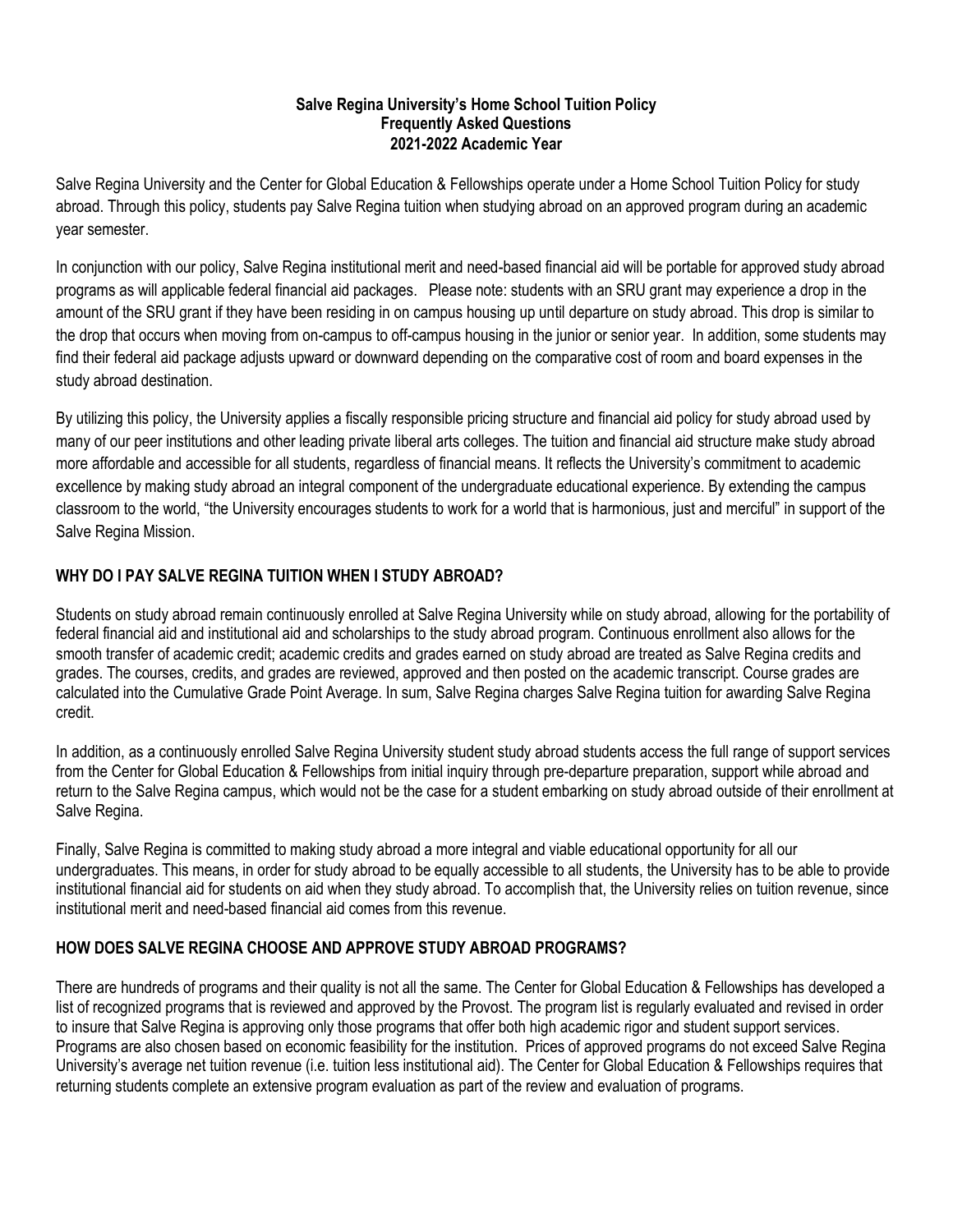# Salve Regina University's Home School Tuition Policy
## Frequently Asked Questions
## 2021-2022 Academic Year

Salve Regina University and the Center for Global Education & Fellowships operate under a Home School Tuition Policy for study abroad. Through this policy, students pay Salve Regina tuition when studying abroad on an approved program during an academic year semester.

In conjunction with our policy, Salve Regina institutional merit and need-based financial aid will be portable for approved study abroad programs as will applicable federal financial aid packages. Please note: students with an SRU grant may experience a drop in the amount of the SRU grant if they have been residing in on campus housing up until departure on study abroad. This drop is similar to the drop that occurs when moving from on-campus to off-campus housing in the junior or senior year. In addition, some students may find their federal aid package adjusts upward or downward depending on the comparative cost of room and board expenses in the study abroad destination.

By utilizing this policy, the University applies a fiscally responsible pricing structure and financial aid policy for study abroad used by many of our peer institutions and other leading private liberal arts colleges. The tuition and financial aid structure make study abroad more affordable and accessible for all students, regardless of financial means. It reflects the University's commitment to academic excellence by making study abroad an integral component of the undergraduate educational experience. By extending the campus classroom to the world, "the University encourages students to work for a world that is harmonious, just and merciful" in support of the Salve Regina Mission.

### WHY DO I PAY SALVE REGINA TUITION WHEN I STUDY ABROAD?

Students on study abroad remain continuously enrolled at Salve Regina University while on study abroad, allowing for the portability of federal financial aid and institutional aid and scholarships to the study abroad program. Continuous enrollment also allows for the smooth transfer of academic credit; academic credits and grades earned on study abroad are treated as Salve Regina credits and grades. The courses, credits, and grades are reviewed, approved and then posted on the academic transcript. Course grades are calculated into the Cumulative Grade Point Average. In sum, Salve Regina charges Salve Regina tuition for awarding Salve Regina credit.

In addition, as a continuously enrolled Salve Regina University student study abroad students access the full range of support services from the Center for Global Education & Fellowships from initial inquiry through pre-departure preparation, support while abroad and return to the Salve Regina campus, which would not be the case for a student embarking on study abroad outside of their enrollment at Salve Regina.

Finally, Salve Regina is committed to making study abroad a more integral and viable educational opportunity for all our undergraduates. This means, in order for study abroad to be equally accessible to all students, the University has to be able to provide institutional financial aid for students on aid when they study abroad. To accomplish that, the University relies on tuition revenue, since institutional merit and need-based financial aid comes from this revenue.

### HOW DOES SALVE REGINA CHOOSE AND APPROVE STUDY ABROAD PROGRAMS?

There are hundreds of programs and their quality is not all the same. The Center for Global Education & Fellowships has developed a list of recognized programs that is reviewed and approved by the Provost. The program list is regularly evaluated and revised in order to insure that Salve Regina is approving only those programs that offer both high academic rigor and student support services. Programs are also chosen based on economic feasibility for the institution. Prices of approved programs do not exceed Salve Regina University's average net tuition revenue (i.e. tuition less institutional aid). The Center for Global Education & Fellowships requires that returning students complete an extensive program evaluation as part of the review and evaluation of programs.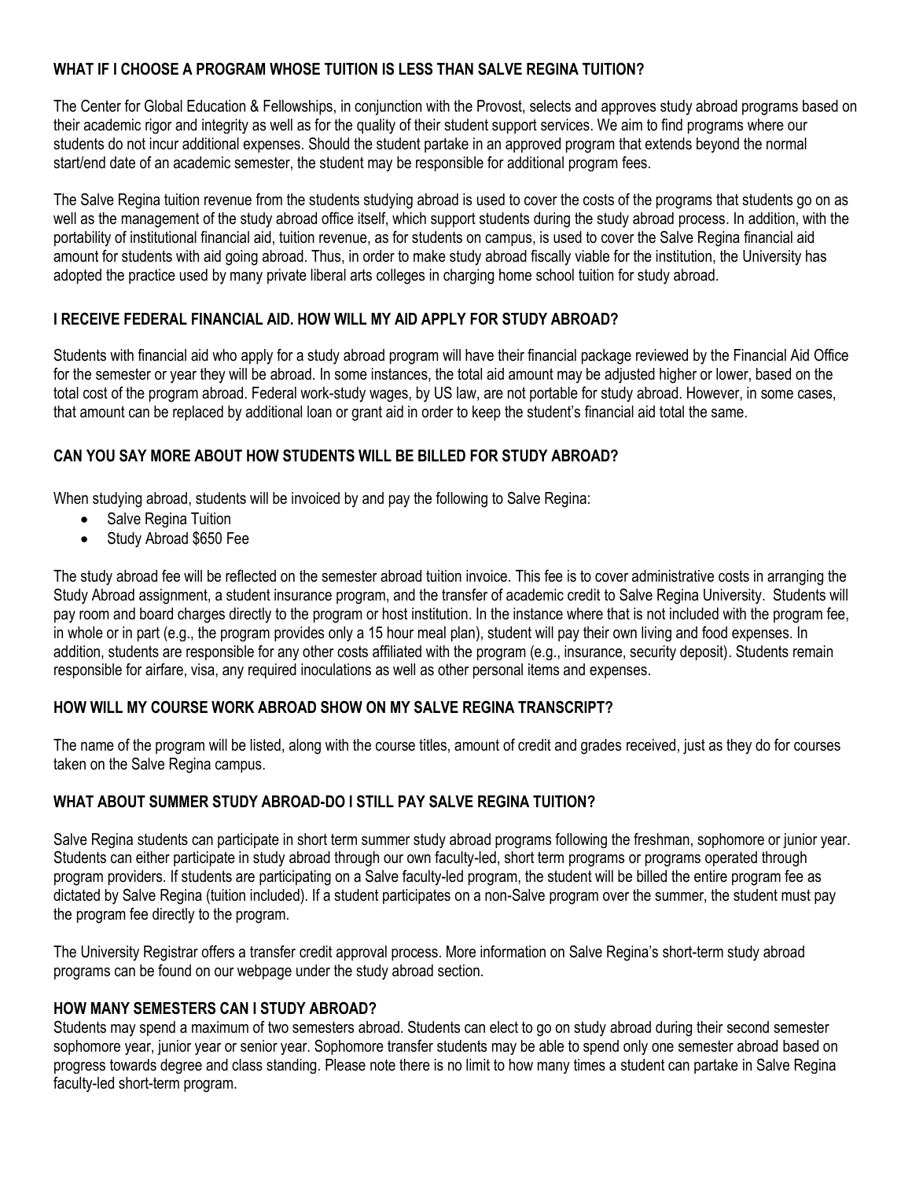### WHAT IF I CHOOSE A PROGRAM WHOSE TUITION IS LESS THAN SALVE REGINA TUITION?

The Center for Global Education & Fellowships, in conjunction with the Provost, selects and approves study abroad programs based on their academic rigor and integrity as well as for the quality of their student support services. We aim to find programs where our students do not incur additional expenses. Should the student partake in an approved program that extends beyond the normal start/end date of an academic semester, the student may be responsible for additional program fees.

The Salve Regina tuition revenue from the students studying abroad is used to cover the costs of the programs that students go on as well as the management of the study abroad office itself, which support students during the study abroad process. In addition, with the portability of institutional financial aid, tuition revenue, as for students on campus, is used to cover the Salve Regina financial aid amount for students with aid going abroad. Thus, in order to make study abroad fiscally viable for the institution, the University has adopted the practice used by many private liberal arts colleges in charging home school tuition for study abroad.

### I RECEIVE FEDERAL FINANCIAL AID. HOW WILL MY AID APPLY FOR STUDY ABROAD?

Students with financial aid who apply for a study abroad program will have their financial package reviewed by the Financial Aid Office for the semester or year they will be abroad. In some instances, the total aid amount may be adjusted higher or lower, based on the total cost of the program abroad. Federal work-study wages, by US law, are not portable for study abroad. However, in some cases, that amount can be replaced by additional loan or grant aid in order to keep the student's financial aid total the same.

### CAN YOU SAY MORE ABOUT HOW STUDENTS WILL BE BILLED FOR STUDY ABROAD?

When studying abroad, students will be invoiced by and pay the following to Salve Regina:

- Salve Regina Tuition
- Study Abroad $650 Fee

The study abroad fee will be reflected on the semester abroad tuition invoice. This fee is to cover administrative costs in arranging the Study Abroad assignment, a student insurance program, and the transfer of academic credit to Salve Regina University. Students will pay room and board charges directly to the program or host institution. In the instance where that is not included with the program fee, in whole or in part (e.g., the program provides only a 15 hour meal plan), student will pay their own living and food expenses. In addition, students are responsible for any other costs affiliated with the program (e.g., insurance, security deposit). Students remain responsible for airfare, visa, any required inoculations as well as other personal items and expenses.

### HOW WILL MY COURSE WORK ABROAD SHOW ON MY SALVE REGINA TRANSCRIPT?

The name of the program will be listed, along with the course titles, amount of credit and grades received, just as they do for courses taken on the Salve Regina campus.

### WHAT ABOUT SUMMER STUDY ABROAD-DO I STILL PAY SALVE REGINA TUITION?

Salve Regina students can participate in short term summer study abroad programs following the freshman, sophomore or junior year. Students can either participate in study abroad through our own faculty-led, short term programs or programs operated through program providers. If students are participating on a Salve faculty-led program, the student will be billed the entire program fee as dictated by Salve Regina (tuition included). If a student participates on a non-Salve program over the summer, the student must pay the program fee directly to the program.

The University Registrar offers a transfer credit approval process. More information on Salve Regina's short-term study abroad programs can be found on our webpage under the study abroad section.

### HOW MANY SEMESTERS CAN I STUDY ABROAD?

Students may spend a maximum of two semesters abroad. Students can elect to go on study abroad during their second semester sophomore year, junior year or senior year. Sophomore transfer students may be able to spend only one semester abroad based on progress towards degree and class standing. Please note there is no limit to how many times a student can partake in Salve Regina faculty-led short-term program.